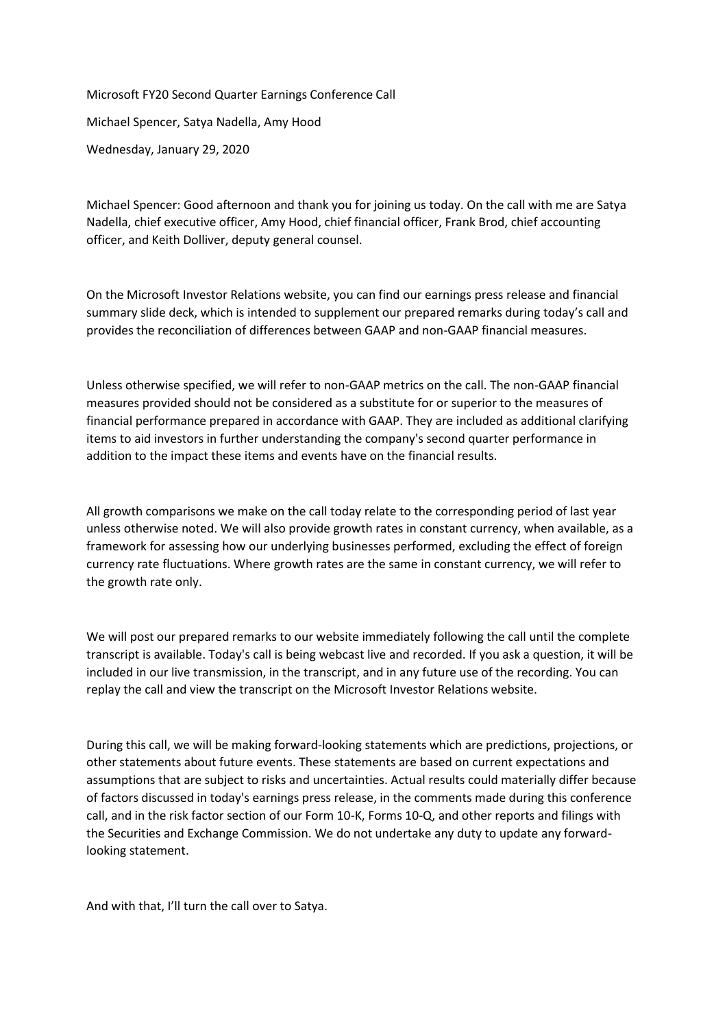Microsoft FY20 Second Quarter Earnings Conference Call

Michael Spencer, Satya Nadella, Amy Hood

Wednesday, January 29, 2020

Michael Spencer: Good afternoon and thank you for joining us today. On the call with me are Satya Nadella, chief executive officer, Amy Hood, chief financial officer, Frank Brod, chief accounting officer, and Keith Dolliver, deputy general counsel.

On the Microsoft Investor Relations website, you can find our earnings press release and financial summary slide deck, which is intended to supplement our prepared remarks during today's call and provides the reconciliation of differences between GAAP and non-GAAP financial measures.

Unless otherwise specified, we will refer to non-GAAP metrics on the call. The non-GAAP financial measures provided should not be considered as a substitute for or superior to the measures of financial performance prepared in accordance with GAAP. They are included as additional clarifying items to aid investors in further understanding the company's second quarter performance in addition to the impact these items and events have on the financial results.

All growth comparisons we make on the call today relate to the corresponding period of last year unless otherwise noted. We will also provide growth rates in constant currency, when available, as a framework for assessing how our underlying businesses performed, excluding the effect of foreign currency rate fluctuations. Where growth rates are the same in constant currency, we will refer to the growth rate only.

We will post our prepared remarks to our website immediately following the call until the complete transcript is available. Today's call is being webcast live and recorded. If you ask a question, it will be included in our live transmission, in the transcript, and in any future use of the recording. You can replay the call and view the transcript on the Microsoft Investor Relations website.

During this call, we will be making forward-looking statements which are predictions, projections, or other statements about future events. These statements are based on current expectations and assumptions that are subject to risks and uncertainties. Actual results could materially differ because of factors discussed in today's earnings press release, in the comments made during this conference call, and in the risk factor section of our Form 10-K, Forms 10-Q, and other reports and filings with the Securities and Exchange Commission. We do not undertake any duty to update any forward-looking statement.

And with that, I'll turn the call over to Satya.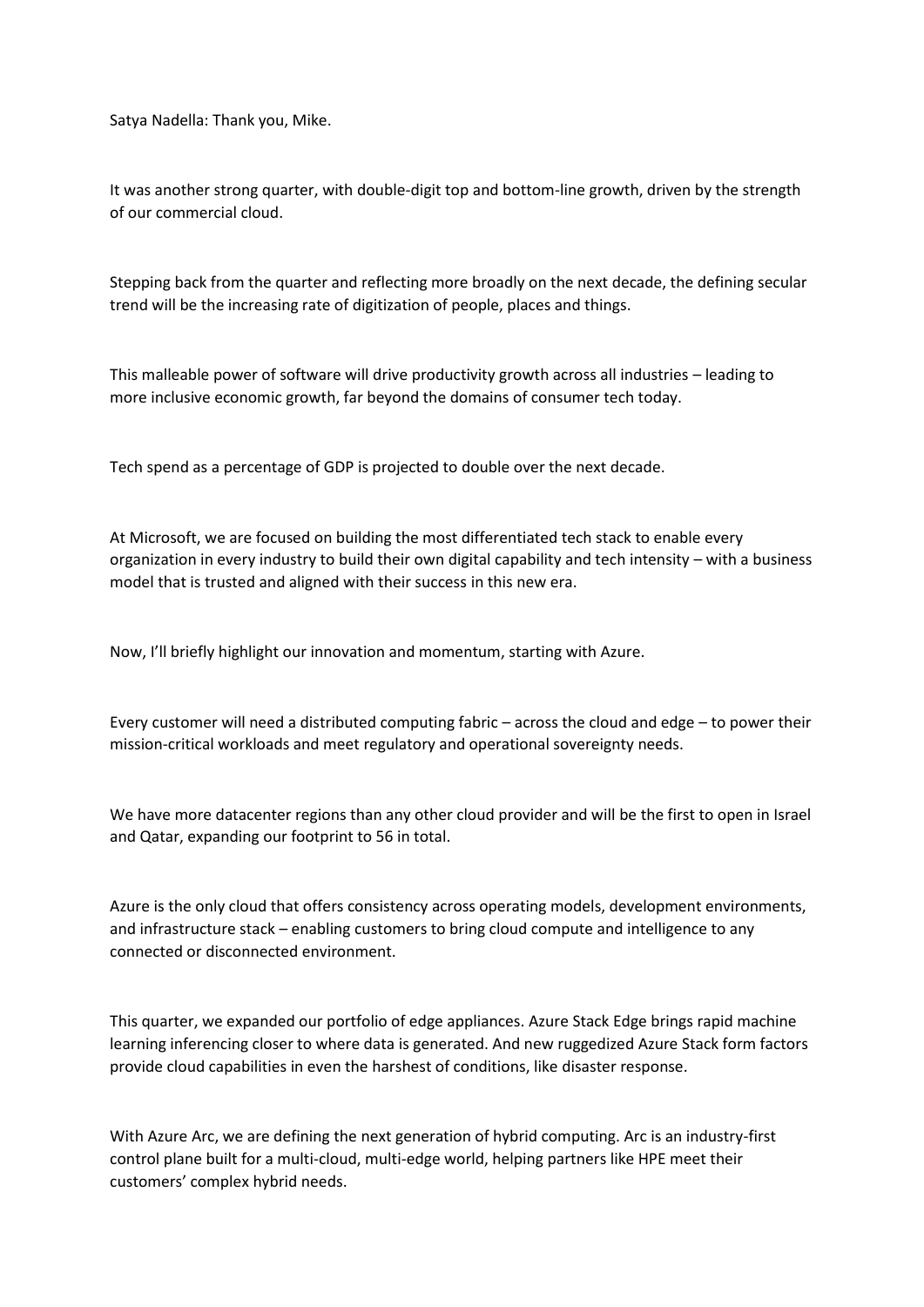Satya Nadella: Thank you, Mike.

It was another strong quarter, with double-digit top and bottom-line growth, driven by the strength of our commercial cloud.

Stepping back from the quarter and reflecting more broadly on the next decade, the defining secular trend will be the increasing rate of digitization of people, places and things.

This malleable power of software will drive productivity growth across all industries – leading to more inclusive economic growth, far beyond the domains of consumer tech today.

Tech spend as a percentage of GDP is projected to double over the next decade.

At Microsoft, we are focused on building the most differentiated tech stack to enable every organization in every industry to build their own digital capability and tech intensity – with a business model that is trusted and aligned with their success in this new era.

Now, I'll briefly highlight our innovation and momentum, starting with Azure.

Every customer will need a distributed computing fabric – across the cloud and edge – to power their mission-critical workloads and meet regulatory and operational sovereignty needs.

We have more datacenter regions than any other cloud provider and will be the first to open in Israel and Qatar, expanding our footprint to 56 in total.

Azure is the only cloud that offers consistency across operating models, development environments, and infrastructure stack – enabling customers to bring cloud compute and intelligence to any connected or disconnected environment.

This quarter, we expanded our portfolio of edge appliances. Azure Stack Edge brings rapid machine learning inferencing closer to where data is generated. And new ruggedized Azure Stack form factors provide cloud capabilities in even the harshest of conditions, like disaster response.

With Azure Arc, we are defining the next generation of hybrid computing. Arc is an industry-first control plane built for a multi-cloud, multi-edge world, helping partners like HPE meet their customers' complex hybrid needs.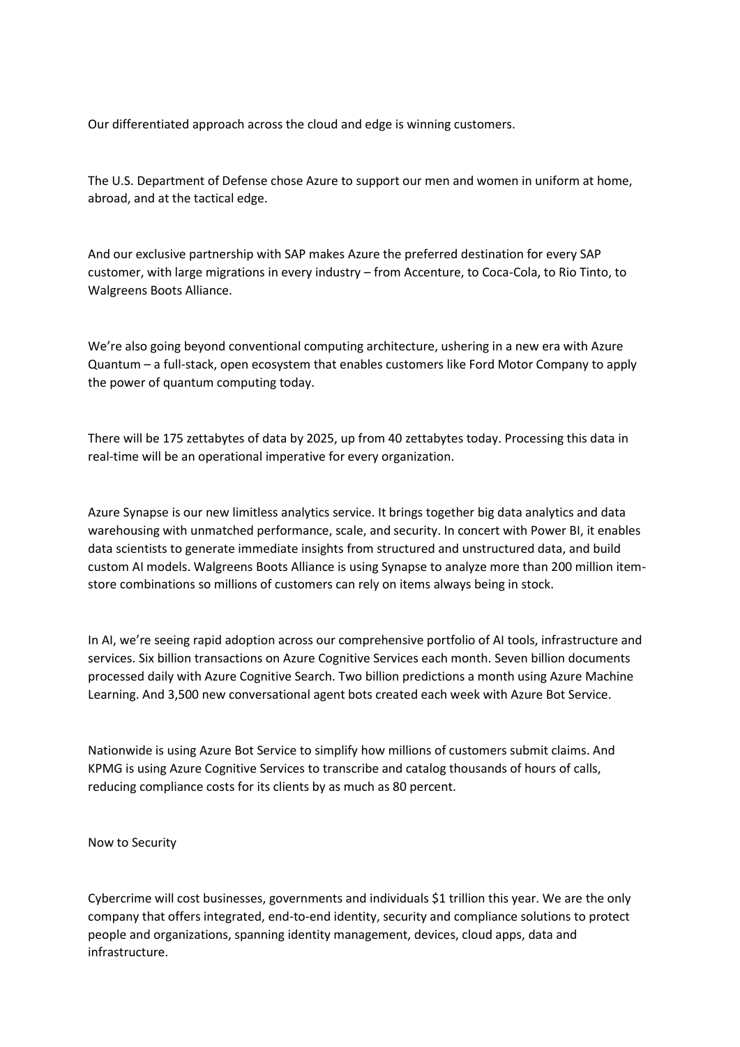Our differentiated approach across the cloud and edge is winning customers.

The U.S. Department of Defense chose Azure to support our men and women in uniform at home, abroad, and at the tactical edge.

And our exclusive partnership with SAP makes Azure the preferred destination for every SAP customer, with large migrations in every industry – from Accenture, to Coca-Cola, to Rio Tinto, to Walgreens Boots Alliance.

We're also going beyond conventional computing architecture, ushering in a new era with Azure Quantum – a full-stack, open ecosystem that enables customers like Ford Motor Company to apply the power of quantum computing today.

There will be 175 zettabytes of data by 2025, up from 40 zettabytes today. Processing this data in real-time will be an operational imperative for every organization.

Azure Synapse is our new limitless analytics service. It brings together big data analytics and data warehousing with unmatched performance, scale, and security. In concert with Power BI, it enables data scientists to generate immediate insights from structured and unstructured data, and build custom AI models. Walgreens Boots Alliance is using Synapse to analyze more than 200 million item-store combinations so millions of customers can rely on items always being in stock.

In AI, we're seeing rapid adoption across our comprehensive portfolio of AI tools, infrastructure and services. Six billion transactions on Azure Cognitive Services each month. Seven billion documents processed daily with Azure Cognitive Search. Two billion predictions a month using Azure Machine Learning. And 3,500 new conversational agent bots created each week with Azure Bot Service.

Nationwide is using Azure Bot Service to simplify how millions of customers submit claims. And KPMG is using Azure Cognitive Services to transcribe and catalog thousands of hours of calls, reducing compliance costs for its clients by as much as 80 percent.

Now to Security

Cybercrime will cost businesses, governments and individuals $1 trillion this year. We are the only company that offers integrated, end-to-end identity, security and compliance solutions to protect people and organizations, spanning identity management, devices, cloud apps, data and infrastructure.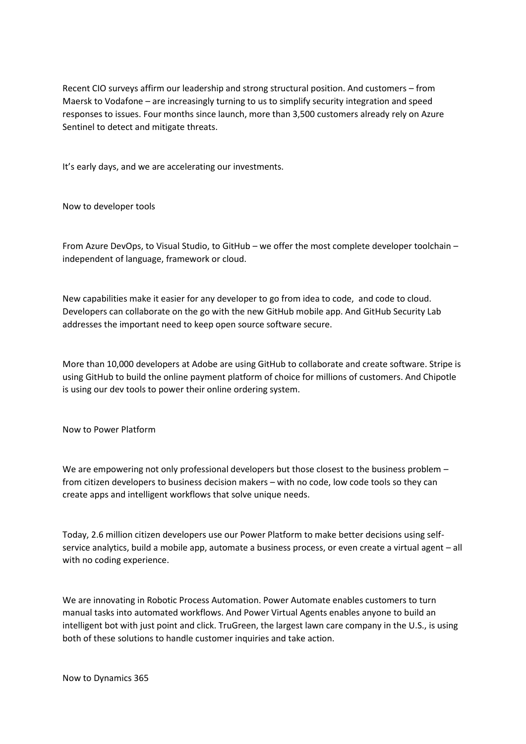Recent CIO surveys affirm our leadership and strong structural position. And customers – from Maersk to Vodafone – are increasingly turning to us to simplify security integration and speed responses to issues. Four months since launch, more than 3,500 customers already rely on Azure Sentinel to detect and mitigate threats.

It's early days, and we are accelerating our investments.

Now to developer tools

From Azure DevOps, to Visual Studio, to GitHub – we offer the most complete developer toolchain – independent of language, framework or cloud.

New capabilities make it easier for any developer to go from idea to code, and code to cloud. Developers can collaborate on the go with the new GitHub mobile app. And GitHub Security Lab addresses the important need to keep open source software secure.

More than 10,000 developers at Adobe are using GitHub to collaborate and create software. Stripe is using GitHub to build the online payment platform of choice for millions of customers. And Chipotle is using our dev tools to power their online ordering system.

Now to Power Platform

We are empowering not only professional developers but those closest to the business problem – from citizen developers to business decision makers – with no code, low code tools so they can create apps and intelligent workflows that solve unique needs.

Today, 2.6 million citizen developers use our Power Platform to make better decisions using self-service analytics, build a mobile app, automate a business process, or even create a virtual agent – all with no coding experience.

We are innovating in Robotic Process Automation. Power Automate enables customers to turn manual tasks into automated workflows. And Power Virtual Agents enables anyone to build an intelligent bot with just point and click. TruGreen, the largest lawn care company in the U.S., is using both of these solutions to handle customer inquiries and take action.

Now to Dynamics 365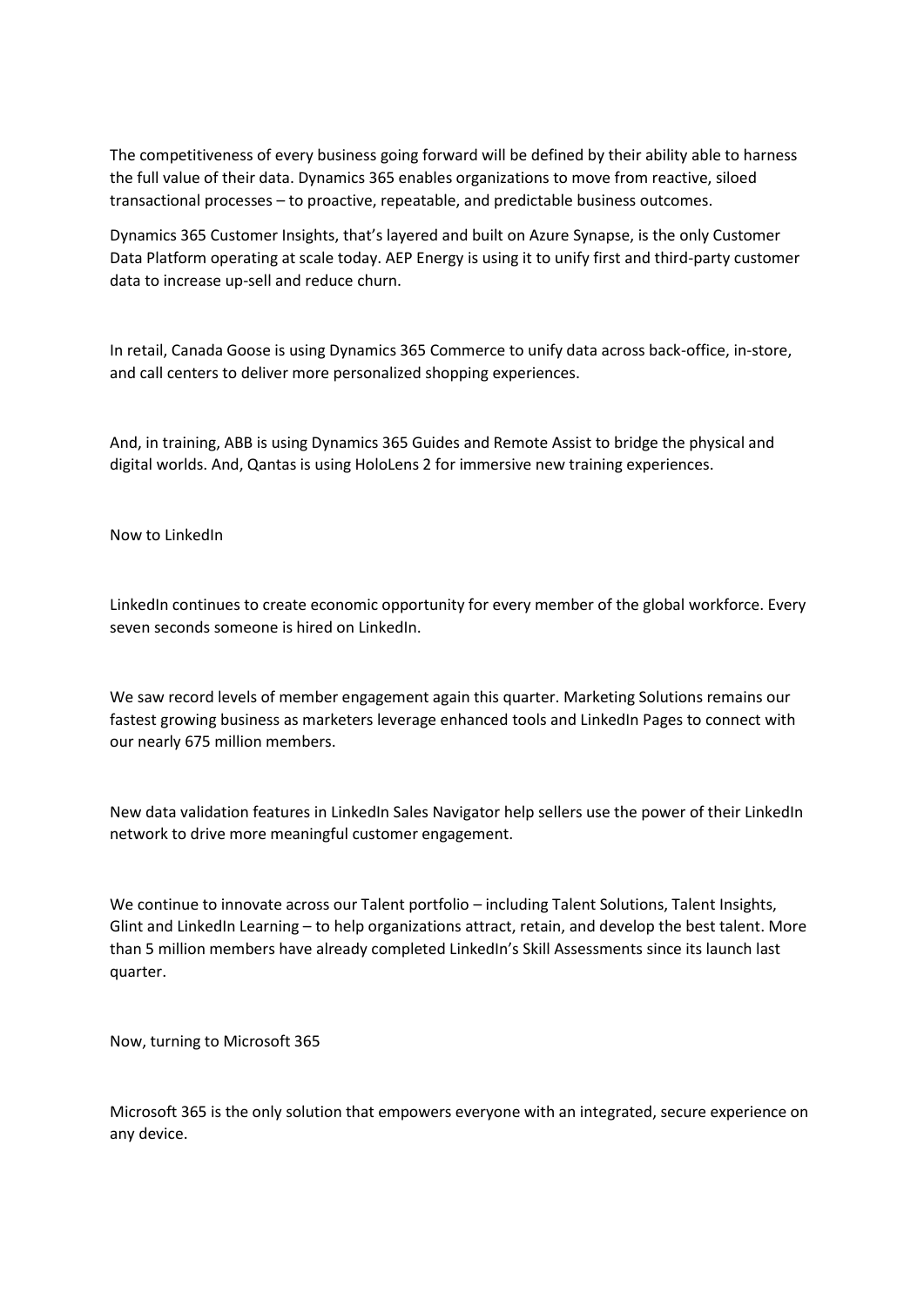The competitiveness of every business going forward will be defined by their ability able to harness the full value of their data. Dynamics 365 enables organizations to move from reactive, siloed transactional processes – to proactive, repeatable, and predictable business outcomes.

Dynamics 365 Customer Insights, that's layered and built on Azure Synapse, is the only Customer Data Platform operating at scale today. AEP Energy is using it to unify first and third-party customer data to increase up-sell and reduce churn.

In retail, Canada Goose is using Dynamics 365 Commerce to unify data across back-office, in-store, and call centers to deliver more personalized shopping experiences.

And, in training, ABB is using Dynamics 365 Guides and Remote Assist to bridge the physical and digital worlds. And, Qantas is using HoloLens 2 for immersive new training experiences.

Now to LinkedIn

LinkedIn continues to create economic opportunity for every member of the global workforce. Every seven seconds someone is hired on LinkedIn.

We saw record levels of member engagement again this quarter. Marketing Solutions remains our fastest growing business as marketers leverage enhanced tools and LinkedIn Pages to connect with our nearly 675 million members.

New data validation features in LinkedIn Sales Navigator help sellers use the power of their LinkedIn network to drive more meaningful customer engagement.

We continue to innovate across our Talent portfolio – including Talent Solutions, Talent Insights, Glint and LinkedIn Learning – to help organizations attract, retain, and develop the best talent. More than 5 million members have already completed LinkedIn's Skill Assessments since its launch last quarter.

Now, turning to Microsoft 365

Microsoft 365 is the only solution that empowers everyone with an integrated, secure experience on any device.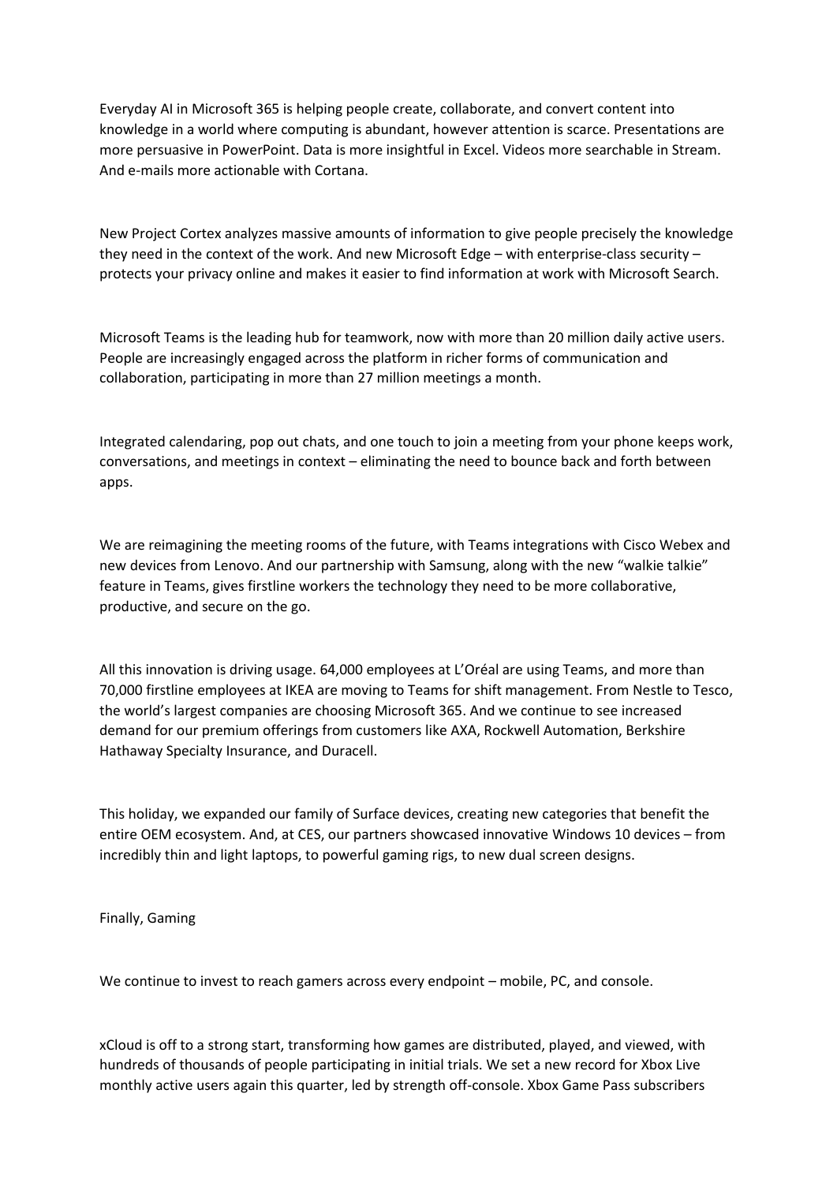Everyday AI in Microsoft 365 is helping people create, collaborate, and convert content into knowledge in a world where computing is abundant, however attention is scarce. Presentations are more persuasive in PowerPoint. Data is more insightful in Excel. Videos more searchable in Stream. And e-mails more actionable with Cortana.

New Project Cortex analyzes massive amounts of information to give people precisely the knowledge they need in the context of the work. And new Microsoft Edge – with enterprise-class security – protects your privacy online and makes it easier to find information at work with Microsoft Search.

Microsoft Teams is the leading hub for teamwork, now with more than 20 million daily active users. People are increasingly engaged across the platform in richer forms of communication and collaboration, participating in more than 27 million meetings a month.

Integrated calendaring, pop out chats, and one touch to join a meeting from your phone keeps work, conversations, and meetings in context – eliminating the need to bounce back and forth between apps.

We are reimagining the meeting rooms of the future, with Teams integrations with Cisco Webex and new devices from Lenovo. And our partnership with Samsung, along with the new "walkie talkie" feature in Teams, gives firstline workers the technology they need to be more collaborative, productive, and secure on the go.

All this innovation is driving usage. 64,000 employees at L'Oréal are using Teams, and more than 70,000 firstline employees at IKEA are moving to Teams for shift management. From Nestle to Tesco, the world's largest companies are choosing Microsoft 365. And we continue to see increased demand for our premium offerings from customers like AXA, Rockwell Automation, Berkshire Hathaway Specialty Insurance, and Duracell.

This holiday, we expanded our family of Surface devices, creating new categories that benefit the entire OEM ecosystem. And, at CES, our partners showcased innovative Windows 10 devices – from incredibly thin and light laptops, to powerful gaming rigs, to new dual screen designs.

Finally, Gaming

We continue to invest to reach gamers across every endpoint – mobile, PC, and console.

xCloud is off to a strong start, transforming how games are distributed, played, and viewed, with hundreds of thousands of people participating in initial trials. We set a new record for Xbox Live monthly active users again this quarter, led by strength off-console. Xbox Game Pass subscribers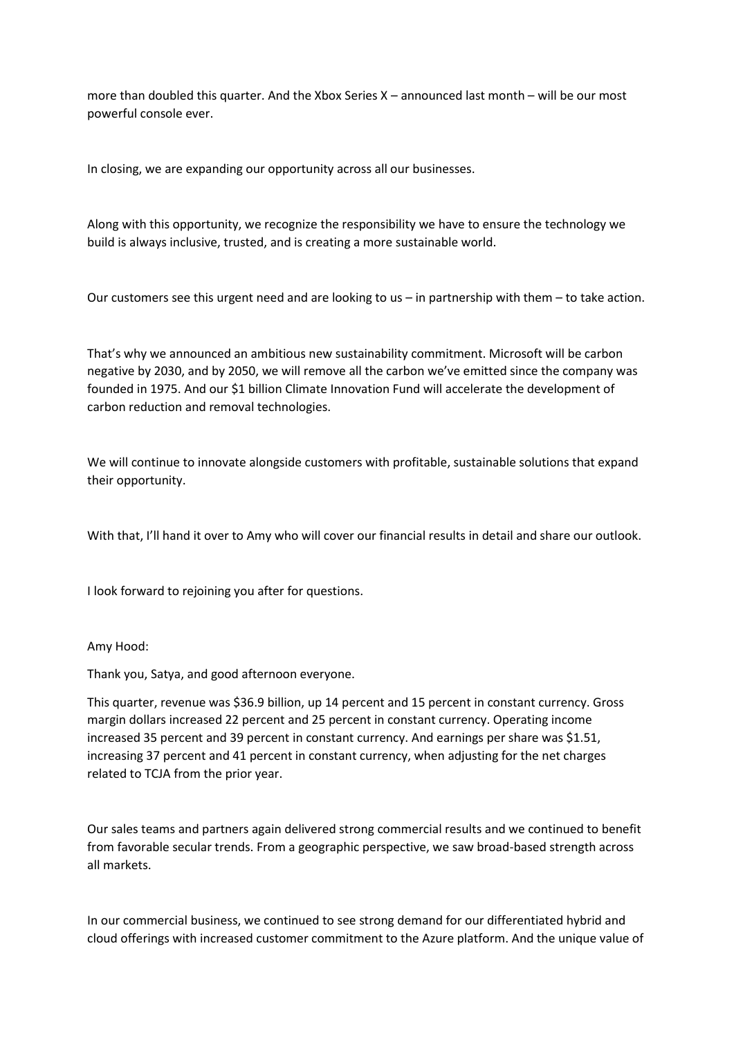more than doubled this quarter. And the Xbox Series X – announced last month – will be our most powerful console ever.

In closing, we are expanding our opportunity across all our businesses.

Along with this opportunity, we recognize the responsibility we have to ensure the technology we build is always inclusive, trusted, and is creating a more sustainable world.

Our customers see this urgent need and are looking to us – in partnership with them – to take action.

That's why we announced an ambitious new sustainability commitment. Microsoft will be carbon negative by 2030, and by 2050, we will remove all the carbon we've emitted since the company was founded in 1975. And our $1 billion Climate Innovation Fund will accelerate the development of carbon reduction and removal technologies.

We will continue to innovate alongside customers with profitable, sustainable solutions that expand their opportunity.

With that, I'll hand it over to Amy who will cover our financial results in detail and share our outlook.

I look forward to rejoining you after for questions.

Amy Hood:

Thank you, Satya, and good afternoon everyone.

This quarter, revenue was $36.9 billion, up 14 percent and 15 percent in constant currency. Gross margin dollars increased 22 percent and 25 percent in constant currency. Operating income increased 35 percent and 39 percent in constant currency. And earnings per share was $1.51, increasing 37 percent and 41 percent in constant currency, when adjusting for the net charges related to TCJA from the prior year.

Our sales teams and partners again delivered strong commercial results and we continued to benefit from favorable secular trends. From a geographic perspective, we saw broad-based strength across all markets.

In our commercial business, we continued to see strong demand for our differentiated hybrid and cloud offerings with increased customer commitment to the Azure platform. And the unique value of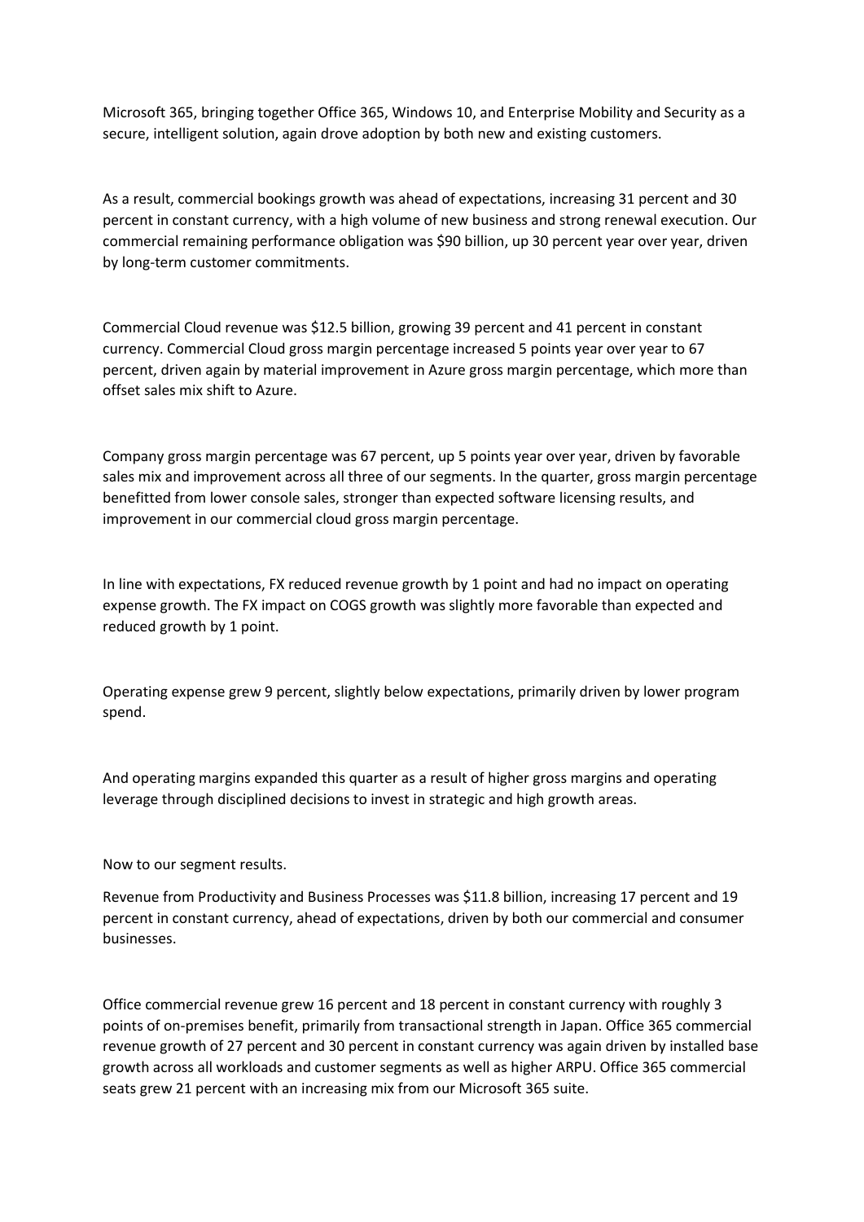Microsoft 365, bringing together Office 365, Windows 10, and Enterprise Mobility and Security as a secure, intelligent solution, again drove adoption by both new and existing customers.

As a result, commercial bookings growth was ahead of expectations, increasing 31 percent and 30 percent in constant currency, with a high volume of new business and strong renewal execution. Our commercial remaining performance obligation was $90 billion, up 30 percent year over year, driven by long-term customer commitments.

Commercial Cloud revenue was $12.5 billion, growing 39 percent and 41 percent in constant currency. Commercial Cloud gross margin percentage increased 5 points year over year to 67 percent, driven again by material improvement in Azure gross margin percentage, which more than offset sales mix shift to Azure.

Company gross margin percentage was 67 percent, up 5 points year over year, driven by favorable sales mix and improvement across all three of our segments. In the quarter, gross margin percentage benefitted from lower console sales, stronger than expected software licensing results, and improvement in our commercial cloud gross margin percentage.

In line with expectations, FX reduced revenue growth by 1 point and had no impact on operating expense growth. The FX impact on COGS growth was slightly more favorable than expected and reduced growth by 1 point.

Operating expense grew 9 percent, slightly below expectations, primarily driven by lower program spend.

And operating margins expanded this quarter as a result of higher gross margins and operating leverage through disciplined decisions to invest in strategic and high growth areas.

Now to our segment results.

Revenue from Productivity and Business Processes was $11.8 billion, increasing 17 percent and 19 percent in constant currency, ahead of expectations, driven by both our commercial and consumer businesses.

Office commercial revenue grew 16 percent and 18 percent in constant currency with roughly 3 points of on-premises benefit, primarily from transactional strength in Japan. Office 365 commercial revenue growth of 27 percent and 30 percent in constant currency was again driven by installed base growth across all workloads and customer segments as well as higher ARPU. Office 365 commercial seats grew 21 percent with an increasing mix from our Microsoft 365 suite.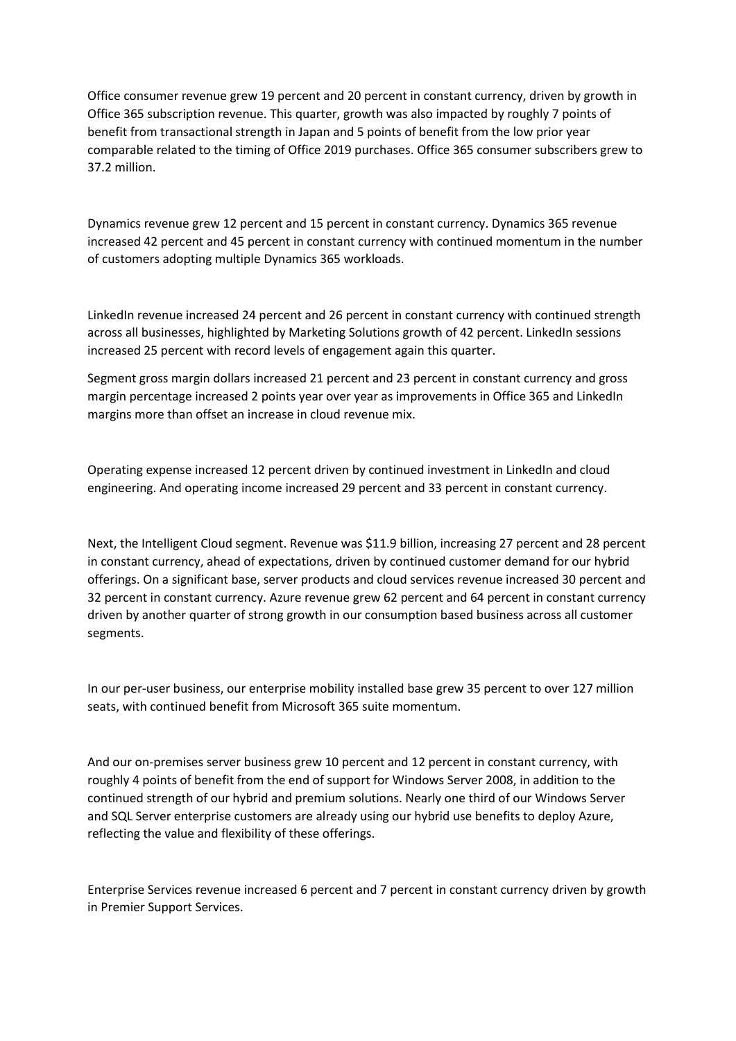Office consumer revenue grew 19 percent and 20 percent in constant currency, driven by growth in Office 365 subscription revenue. This quarter, growth was also impacted by roughly 7 points of benefit from transactional strength in Japan and 5 points of benefit from the low prior year comparable related to the timing of Office 2019 purchases. Office 365 consumer subscribers grew to 37.2 million.

Dynamics revenue grew 12 percent and 15 percent in constant currency. Dynamics 365 revenue increased 42 percent and 45 percent in constant currency with continued momentum in the number of customers adopting multiple Dynamics 365 workloads.

LinkedIn revenue increased 24 percent and 26 percent in constant currency with continued strength across all businesses, highlighted by Marketing Solutions growth of 42 percent. LinkedIn sessions increased 25 percent with record levels of engagement again this quarter.

Segment gross margin dollars increased 21 percent and 23 percent in constant currency and gross margin percentage increased 2 points year over year as improvements in Office 365 and LinkedIn margins more than offset an increase in cloud revenue mix.

Operating expense increased 12 percent driven by continued investment in LinkedIn and cloud engineering. And operating income increased 29 percent and 33 percent in constant currency.

Next, the Intelligent Cloud segment. Revenue was $11.9 billion, increasing 27 percent and 28 percent in constant currency, ahead of expectations, driven by continued customer demand for our hybrid offerings. On a significant base, server products and cloud services revenue increased 30 percent and 32 percent in constant currency. Azure revenue grew 62 percent and 64 percent in constant currency driven by another quarter of strong growth in our consumption based business across all customer segments.

In our per-user business, our enterprise mobility installed base grew 35 percent to over 127 million seats, with continued benefit from Microsoft 365 suite momentum.

And our on-premises server business grew 10 percent and 12 percent in constant currency, with roughly 4 points of benefit from the end of support for Windows Server 2008, in addition to the continued strength of our hybrid and premium solutions. Nearly one third of our Windows Server and SQL Server enterprise customers are already using our hybrid use benefits to deploy Azure, reflecting the value and flexibility of these offerings.

Enterprise Services revenue increased 6 percent and 7 percent in constant currency driven by growth in Premier Support Services.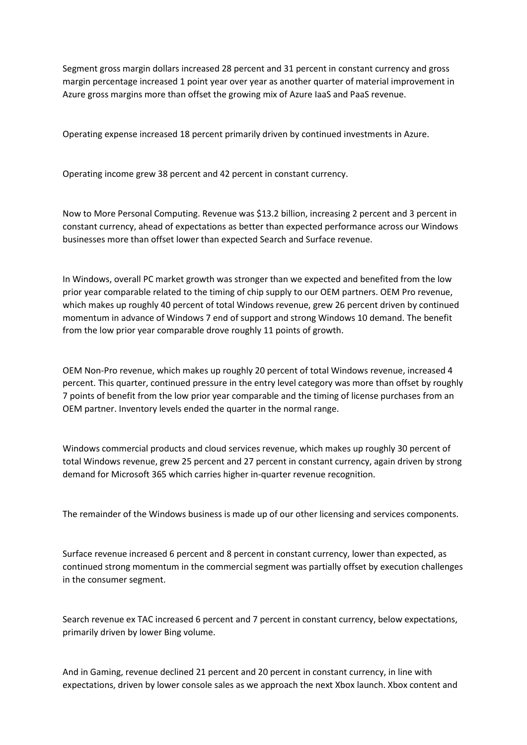Segment gross margin dollars increased 28 percent and 31 percent in constant currency and gross margin percentage increased 1 point year over year as another quarter of material improvement in Azure gross margins more than offset the growing mix of Azure IaaS and PaaS revenue.

Operating expense increased 18 percent primarily driven by continued investments in Azure.

Operating income grew 38 percent and 42 percent in constant currency.

Now to More Personal Computing. Revenue was $13.2 billion, increasing 2 percent and 3 percent in constant currency, ahead of expectations as better than expected performance across our Windows businesses more than offset lower than expected Search and Surface revenue.

In Windows, overall PC market growth was stronger than we expected and benefited from the low prior year comparable related to the timing of chip supply to our OEM partners. OEM Pro revenue, which makes up roughly 40 percent of total Windows revenue, grew 26 percent driven by continued momentum in advance of Windows 7 end of support and strong Windows 10 demand. The benefit from the low prior year comparable drove roughly 11 points of growth.

OEM Non-Pro revenue, which makes up roughly 20 percent of total Windows revenue, increased 4 percent. This quarter, continued pressure in the entry level category was more than offset by roughly 7 points of benefit from the low prior year comparable and the timing of license purchases from an OEM partner. Inventory levels ended the quarter in the normal range.

Windows commercial products and cloud services revenue, which makes up roughly 30 percent of total Windows revenue, grew 25 percent and 27 percent in constant currency, again driven by strong demand for Microsoft 365 which carries higher in-quarter revenue recognition.

The remainder of the Windows business is made up of our other licensing and services components.

Surface revenue increased 6 percent and 8 percent in constant currency, lower than expected, as continued strong momentum in the commercial segment was partially offset by execution challenges in the consumer segment.

Search revenue ex TAC increased 6 percent and 7 percent in constant currency, below expectations, primarily driven by lower Bing volume.

And in Gaming, revenue declined 21 percent and 20 percent in constant currency, in line with expectations, driven by lower console sales as we approach the next Xbox launch. Xbox content and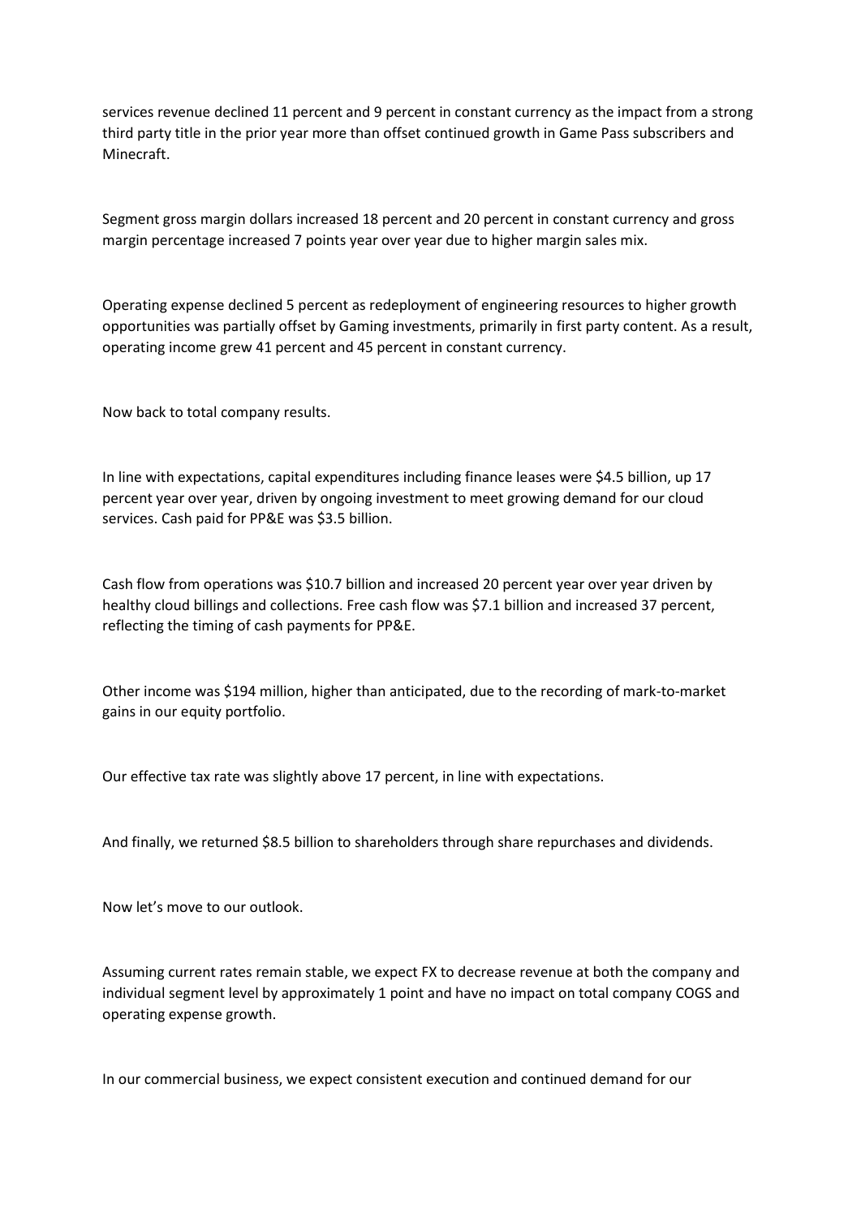services revenue declined 11 percent and 9 percent in constant currency as the impact from a strong third party title in the prior year more than offset continued growth in Game Pass subscribers and Minecraft.

Segment gross margin dollars increased 18 percent and 20 percent in constant currency and gross margin percentage increased 7 points year over year due to higher margin sales mix.

Operating expense declined 5 percent as redeployment of engineering resources to higher growth opportunities was partially offset by Gaming investments, primarily in first party content. As a result, operating income grew 41 percent and 45 percent in constant currency.

Now back to total company results.

In line with expectations, capital expenditures including finance leases were $4.5 billion, up 17 percent year over year, driven by ongoing investment to meet growing demand for our cloud services. Cash paid for PP&E was $3.5 billion.

Cash flow from operations was $10.7 billion and increased 20 percent year over year driven by healthy cloud billings and collections. Free cash flow was $7.1 billion and increased 37 percent, reflecting the timing of cash payments for PP&E.

Other income was $194 million, higher than anticipated, due to the recording of mark-to-market gains in our equity portfolio.

Our effective tax rate was slightly above 17 percent, in line with expectations.

And finally, we returned $8.5 billion to shareholders through share repurchases and dividends.

Now let's move to our outlook.

Assuming current rates remain stable, we expect FX to decrease revenue at both the company and individual segment level by approximately 1 point and have no impact on total company COGS and operating expense growth.

In our commercial business, we expect consistent execution and continued demand for our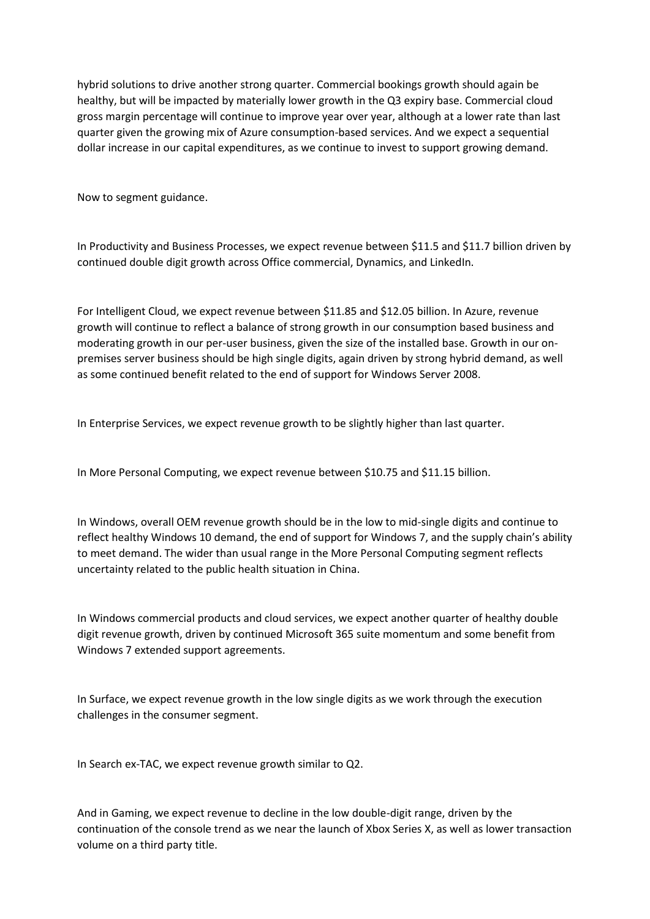hybrid solutions to drive another strong quarter. Commercial bookings growth should again be healthy, but will be impacted by materially lower growth in the Q3 expiry base. Commercial cloud gross margin percentage will continue to improve year over year, although at a lower rate than last quarter given the growing mix of Azure consumption-based services. And we expect a sequential dollar increase in our capital expenditures, as we continue to invest to support growing demand.

Now to segment guidance.

In Productivity and Business Processes, we expect revenue between $11.5 and $11.7 billion driven by continued double digit growth across Office commercial, Dynamics, and LinkedIn.

For Intelligent Cloud, we expect revenue between $11.85 and $12.05 billion. In Azure, revenue growth will continue to reflect a balance of strong growth in our consumption based business and moderating growth in our per-user business, given the size of the installed base. Growth in our on-premises server business should be high single digits, again driven by strong hybrid demand, as well as some continued benefit related to the end of support for Windows Server 2008.

In Enterprise Services, we expect revenue growth to be slightly higher than last quarter.

In More Personal Computing, we expect revenue between $10.75 and $11.15 billion.

In Windows, overall OEM revenue growth should be in the low to mid-single digits and continue to reflect healthy Windows 10 demand, the end of support for Windows 7, and the supply chain's ability to meet demand. The wider than usual range in the More Personal Computing segment reflects uncertainty related to the public health situation in China.

In Windows commercial products and cloud services, we expect another quarter of healthy double digit revenue growth, driven by continued Microsoft 365 suite momentum and some benefit from Windows 7 extended support agreements.

In Surface, we expect revenue growth in the low single digits as we work through the execution challenges in the consumer segment.

In Search ex-TAC, we expect revenue growth similar to Q2.

And in Gaming, we expect revenue to decline in the low double-digit range, driven by the continuation of the console trend as we near the launch of Xbox Series X, as well as lower transaction volume on a third party title.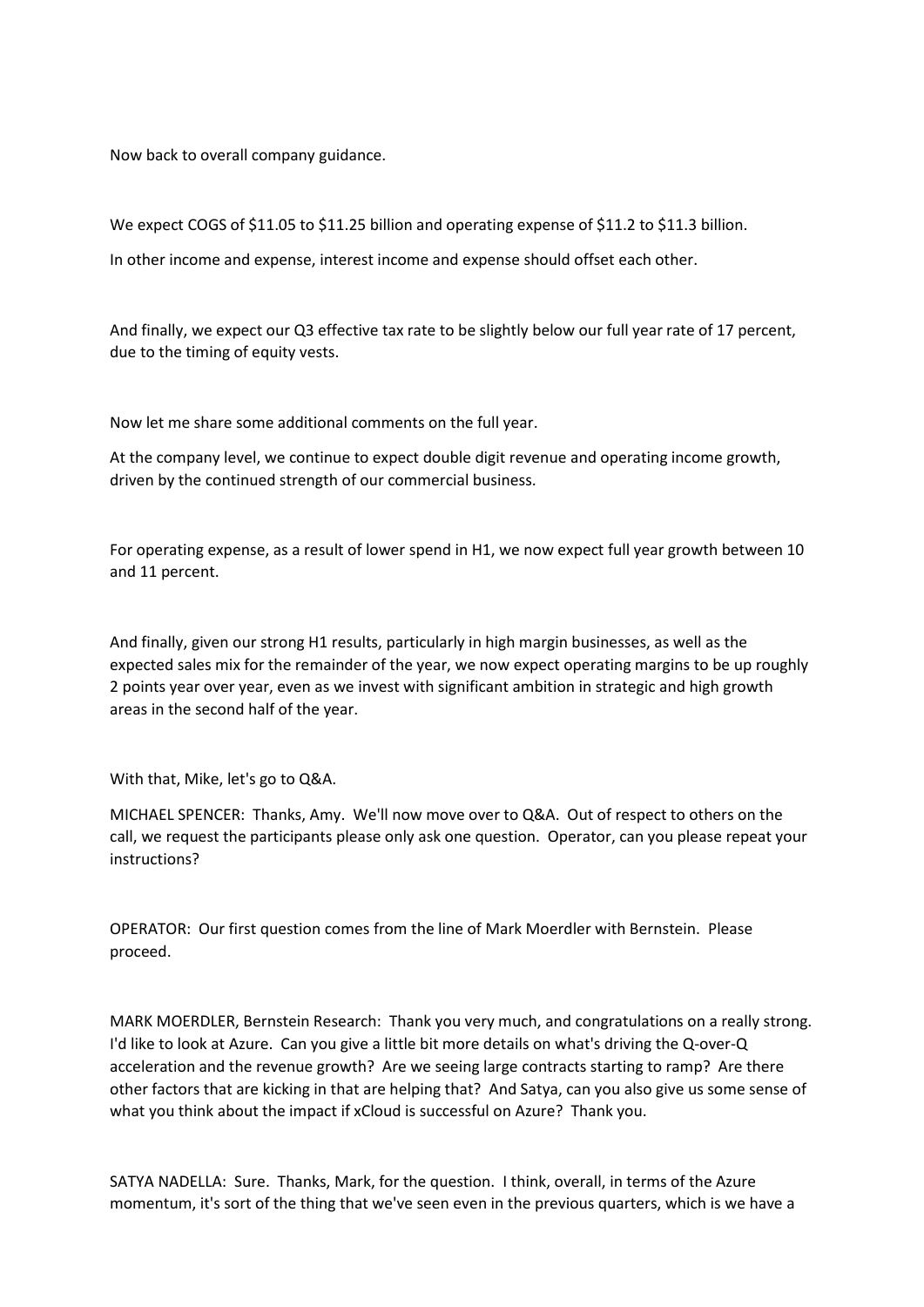Now back to overall company guidance.

We expect COGS of $11.05 to $11.25 billion and operating expense of $11.2 to $11.3 billion.

In other income and expense, interest income and expense should offset each other.

And finally, we expect our Q3 effective tax rate to be slightly below our full year rate of 17 percent, due to the timing of equity vests.

Now let me share some additional comments on the full year.

At the company level, we continue to expect double digit revenue and operating income growth, driven by the continued strength of our commercial business.

For operating expense, as a result of lower spend in H1, we now expect full year growth between 10 and 11 percent.

And finally, given our strong H1 results, particularly in high margin businesses, as well as the expected sales mix for the remainder of the year, we now expect operating margins to be up roughly 2 points year over year, even as we invest with significant ambition in strategic and high growth areas in the second half of the year.

With that, Mike, let's go to Q&A.

MICHAEL SPENCER: Thanks, Amy. We'll now move over to Q&A. Out of respect to others on the call, we request the participants please only ask one question. Operator, can you please repeat your instructions?

OPERATOR: Our first question comes from the line of Mark Moerdler with Bernstein. Please proceed.

MARK MOERDLER, Bernstein Research: Thank you very much, and congratulations on a really strong. I'd like to look at Azure. Can you give a little bit more details on what's driving the Q-over-Q acceleration and the revenue growth? Are we seeing large contracts starting to ramp? Are there other factors that are kicking in that are helping that? And Satya, can you also give us some sense of what you think about the impact if xCloud is successful on Azure? Thank you.

SATYA NADELLA: Sure. Thanks, Mark, for the question. I think, overall, in terms of the Azure momentum, it's sort of the thing that we've seen even in the previous quarters, which is we have a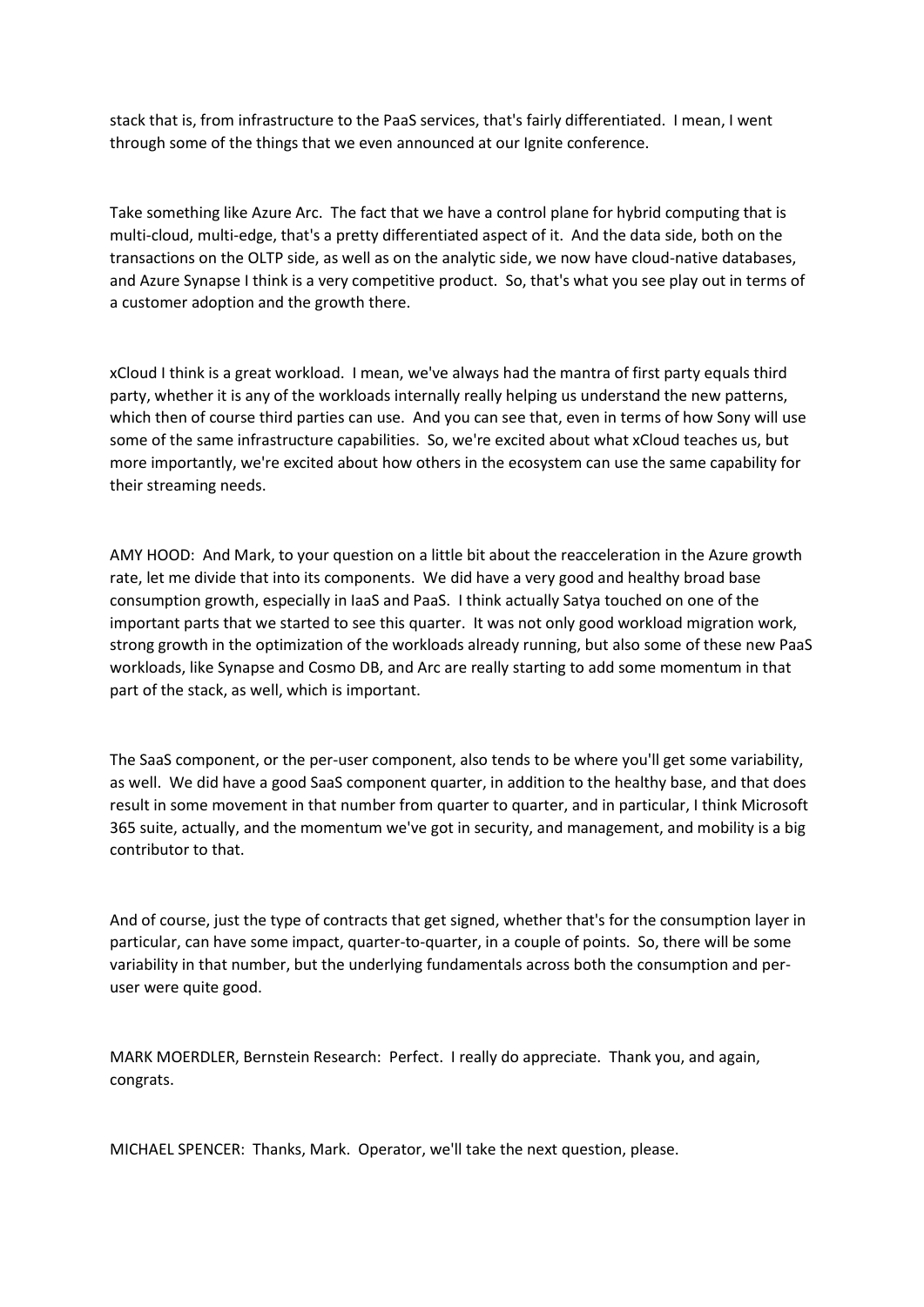stack that is, from infrastructure to the PaaS services, that's fairly differentiated. I mean, I went through some of the things that we even announced at our Ignite conference.

Take something like Azure Arc. The fact that we have a control plane for hybrid computing that is multi-cloud, multi-edge, that's a pretty differentiated aspect of it. And the data side, both on the transactions on the OLTP side, as well as on the analytic side, we now have cloud-native databases, and Azure Synapse I think is a very competitive product. So, that's what you see play out in terms of a customer adoption and the growth there.

xCloud I think is a great workload. I mean, we've always had the mantra of first party equals third party, whether it is any of the workloads internally really helping us understand the new patterns, which then of course third parties can use. And you can see that, even in terms of how Sony will use some of the same infrastructure capabilities. So, we're excited about what xCloud teaches us, but more importantly, we're excited about how others in the ecosystem can use the same capability for their streaming needs.

AMY HOOD: And Mark, to your question on a little bit about the reacceleration in the Azure growth rate, let me divide that into its components. We did have a very good and healthy broad base consumption growth, especially in IaaS and PaaS. I think actually Satya touched on one of the important parts that we started to see this quarter. It was not only good workload migration work, strong growth in the optimization of the workloads already running, but also some of these new PaaS workloads, like Synapse and Cosmo DB, and Arc are really starting to add some momentum in that part of the stack, as well, which is important.

The SaaS component, or the per-user component, also tends to be where you'll get some variability, as well. We did have a good SaaS component quarter, in addition to the healthy base, and that does result in some movement in that number from quarter to quarter, and in particular, I think Microsoft 365 suite, actually, and the momentum we've got in security, and management, and mobility is a big contributor to that.

And of course, just the type of contracts that get signed, whether that's for the consumption layer in particular, can have some impact, quarter-to-quarter, in a couple of points. So, there will be some variability in that number, but the underlying fundamentals across both the consumption and per-user were quite good.

MARK MOERDLER, Bernstein Research: Perfect. I really do appreciate. Thank you, and again, congrats.

MICHAEL SPENCER: Thanks, Mark. Operator, we'll take the next question, please.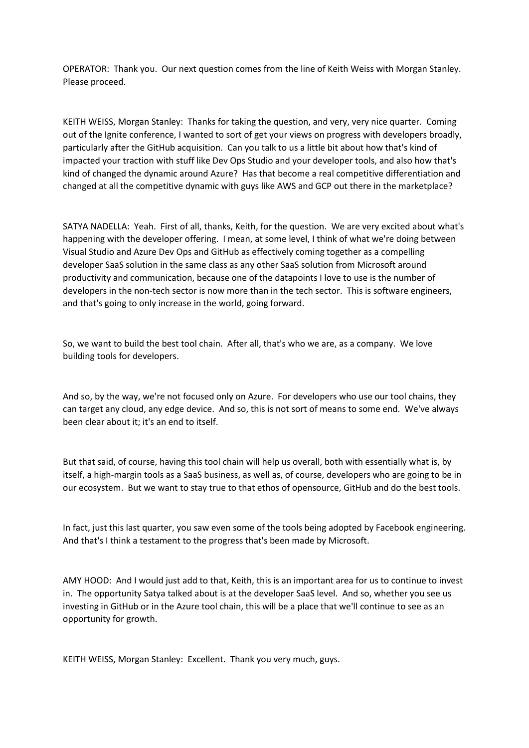OPERATOR: Thank you. Our next question comes from the line of Keith Weiss with Morgan Stanley. Please proceed.

KEITH WEISS, Morgan Stanley: Thanks for taking the question, and very, very nice quarter. Coming out of the Ignite conference, I wanted to sort of get your views on progress with developers broadly, particularly after the GitHub acquisition. Can you talk to us a little bit about how that's kind of impacted your traction with stuff like Dev Ops Studio and your developer tools, and also how that's kind of changed the dynamic around Azure? Has that become a real competitive differentiation and changed at all the competitive dynamic with guys like AWS and GCP out there in the marketplace?

SATYA NADELLA: Yeah. First of all, thanks, Keith, for the question. We are very excited about what's happening with the developer offering. I mean, at some level, I think of what we're doing between Visual Studio and Azure Dev Ops and GitHub as effectively coming together as a compelling developer SaaS solution in the same class as any other SaaS solution from Microsoft around productivity and communication, because one of the datapoints I love to use is the number of developers in the non-tech sector is now more than in the tech sector. This is software engineers, and that's going to only increase in the world, going forward.

So, we want to build the best tool chain. After all, that's who we are, as a company. We love building tools for developers.

And so, by the way, we're not focused only on Azure. For developers who use our tool chains, they can target any cloud, any edge device. And so, this is not sort of means to some end. We've always been clear about it; it's an end to itself.

But that said, of course, having this tool chain will help us overall, both with essentially what is, by itself, a high-margin tools as a SaaS business, as well as, of course, developers who are going to be in our ecosystem. But we want to stay true to that ethos of opensource, GitHub and do the best tools.

In fact, just this last quarter, you saw even some of the tools being adopted by Facebook engineering. And that's I think a testament to the progress that's been made by Microsoft.

AMY HOOD: And I would just add to that, Keith, this is an important area for us to continue to invest in. The opportunity Satya talked about is at the developer SaaS level. And so, whether you see us investing in GitHub or in the Azure tool chain, this will be a place that we'll continue to see as an opportunity for growth.

KEITH WEISS, Morgan Stanley: Excellent. Thank you very much, guys.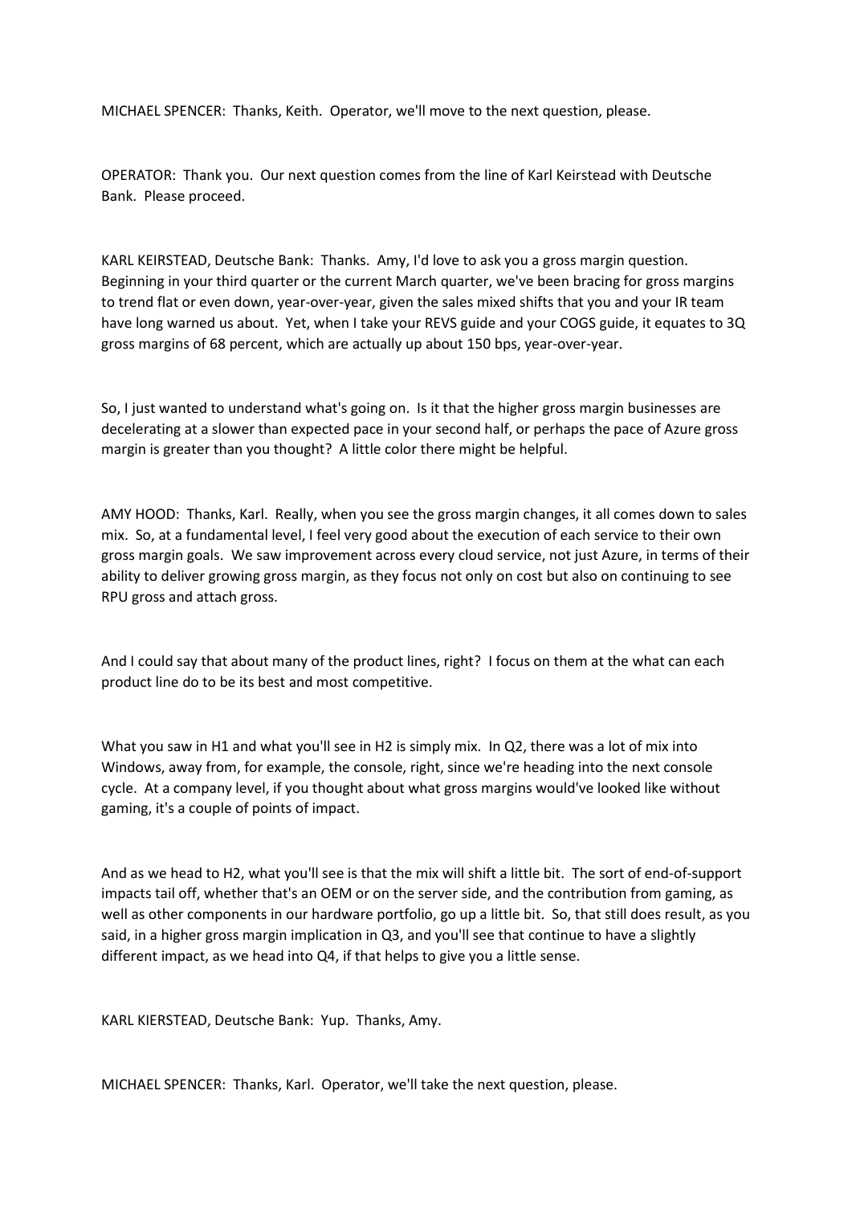MICHAEL SPENCER: Thanks, Keith. Operator, we'll move to the next question, please.

OPERATOR: Thank you. Our next question comes from the line of Karl Keirstead with Deutsche Bank. Please proceed.

KARL KEIRSTEAD, Deutsche Bank: Thanks. Amy, I'd love to ask you a gross margin question. Beginning in your third quarter or the current March quarter, we've been bracing for gross margins to trend flat or even down, year-over-year, given the sales mixed shifts that you and your IR team have long warned us about. Yet, when I take your REVS guide and your COGS guide, it equates to 3Q gross margins of 68 percent, which are actually up about 150 bps, year-over-year.

So, I just wanted to understand what's going on. Is it that the higher gross margin businesses are decelerating at a slower than expected pace in your second half, or perhaps the pace of Azure gross margin is greater than you thought? A little color there might be helpful.

AMY HOOD: Thanks, Karl. Really, when you see the gross margin changes, it all comes down to sales mix. So, at a fundamental level, I feel very good about the execution of each service to their own gross margin goals. We saw improvement across every cloud service, not just Azure, in terms of their ability to deliver growing gross margin, as they focus not only on cost but also on continuing to see RPU gross and attach gross.

And I could say that about many of the product lines, right? I focus on them at the what can each product line do to be its best and most competitive.

What you saw in H1 and what you'll see in H2 is simply mix. In Q2, there was a lot of mix into Windows, away from, for example, the console, right, since we're heading into the next console cycle. At a company level, if you thought about what gross margins would've looked like without gaming, it's a couple of points of impact.

And as we head to H2, what you'll see is that the mix will shift a little bit. The sort of end-of-support impacts tail off, whether that's an OEM or on the server side, and the contribution from gaming, as well as other components in our hardware portfolio, go up a little bit. So, that still does result, as you said, in a higher gross margin implication in Q3, and you'll see that continue to have a slightly different impact, as we head into Q4, if that helps to give you a little sense.

KARL KIERSTEAD, Deutsche Bank: Yup. Thanks, Amy.

MICHAEL SPENCER: Thanks, Karl. Operator, we'll take the next question, please.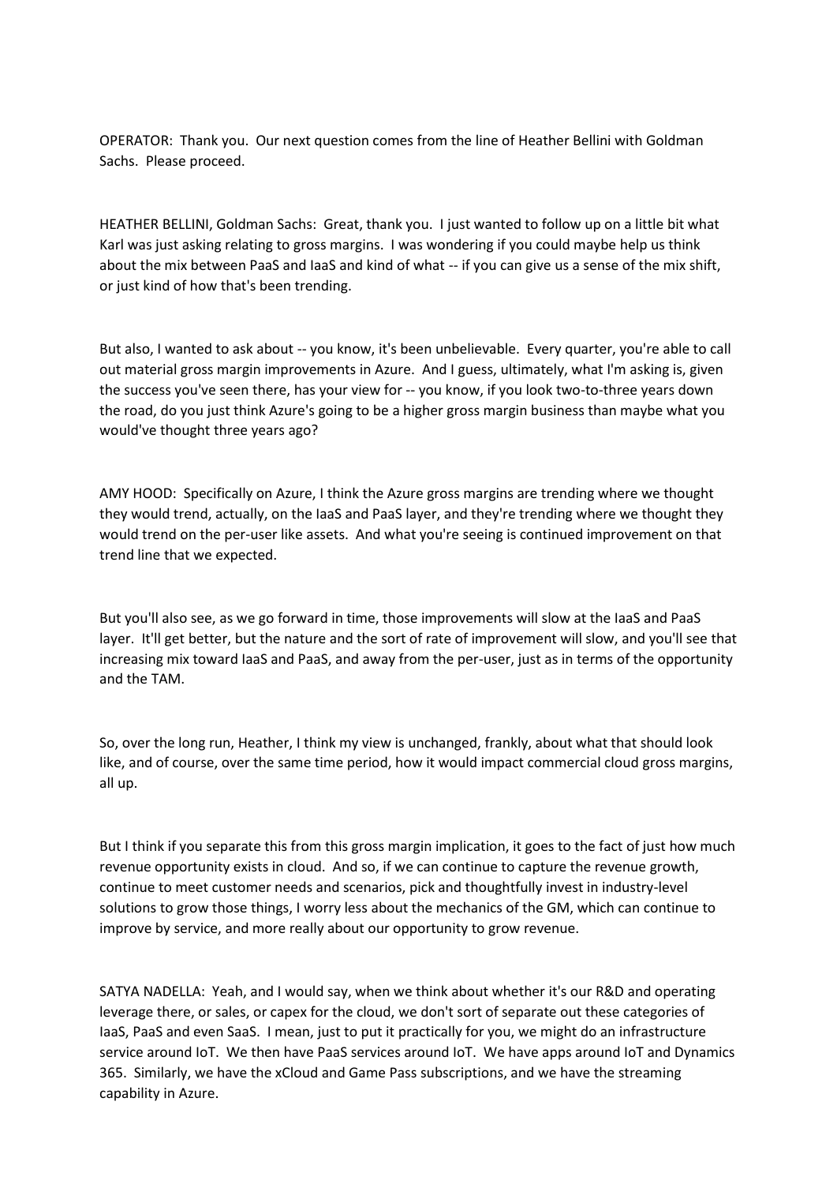OPERATOR: Thank you. Our next question comes from the line of Heather Bellini with Goldman Sachs. Please proceed.

HEATHER BELLINI, Goldman Sachs: Great, thank you. I just wanted to follow up on a little bit what Karl was just asking relating to gross margins. I was wondering if you could maybe help us think about the mix between PaaS and IaaS and kind of what -- if you can give us a sense of the mix shift, or just kind of how that's been trending.

But also, I wanted to ask about -- you know, it's been unbelievable. Every quarter, you're able to call out material gross margin improvements in Azure. And I guess, ultimately, what I'm asking is, given the success you've seen there, has your view for -- you know, if you look two-to-three years down the road, do you just think Azure's going to be a higher gross margin business than maybe what you would've thought three years ago?

AMY HOOD: Specifically on Azure, I think the Azure gross margins are trending where we thought they would trend, actually, on the IaaS and PaaS layer, and they're trending where we thought they would trend on the per-user like assets. And what you're seeing is continued improvement on that trend line that we expected.

But you'll also see, as we go forward in time, those improvements will slow at the IaaS and PaaS layer. It'll get better, but the nature and the sort of rate of improvement will slow, and you'll see that increasing mix toward IaaS and PaaS, and away from the per-user, just as in terms of the opportunity and the TAM.

So, over the long run, Heather, I think my view is unchanged, frankly, about what that should look like, and of course, over the same time period, how it would impact commercial cloud gross margins, all up.

But I think if you separate this from this gross margin implication, it goes to the fact of just how much revenue opportunity exists in cloud. And so, if we can continue to capture the revenue growth, continue to meet customer needs and scenarios, pick and thoughtfully invest in industry-level solutions to grow those things, I worry less about the mechanics of the GM, which can continue to improve by service, and more really about our opportunity to grow revenue.

SATYA NADELLA: Yeah, and I would say, when we think about whether it's our R&D and operating leverage there, or sales, or capex for the cloud, we don't sort of separate out these categories of IaaS, PaaS and even SaaS. I mean, just to put it practically for you, we might do an infrastructure service around IoT. We then have PaaS services around IoT. We have apps around IoT and Dynamics 365. Similarly, we have the xCloud and Game Pass subscriptions, and we have the streaming capability in Azure.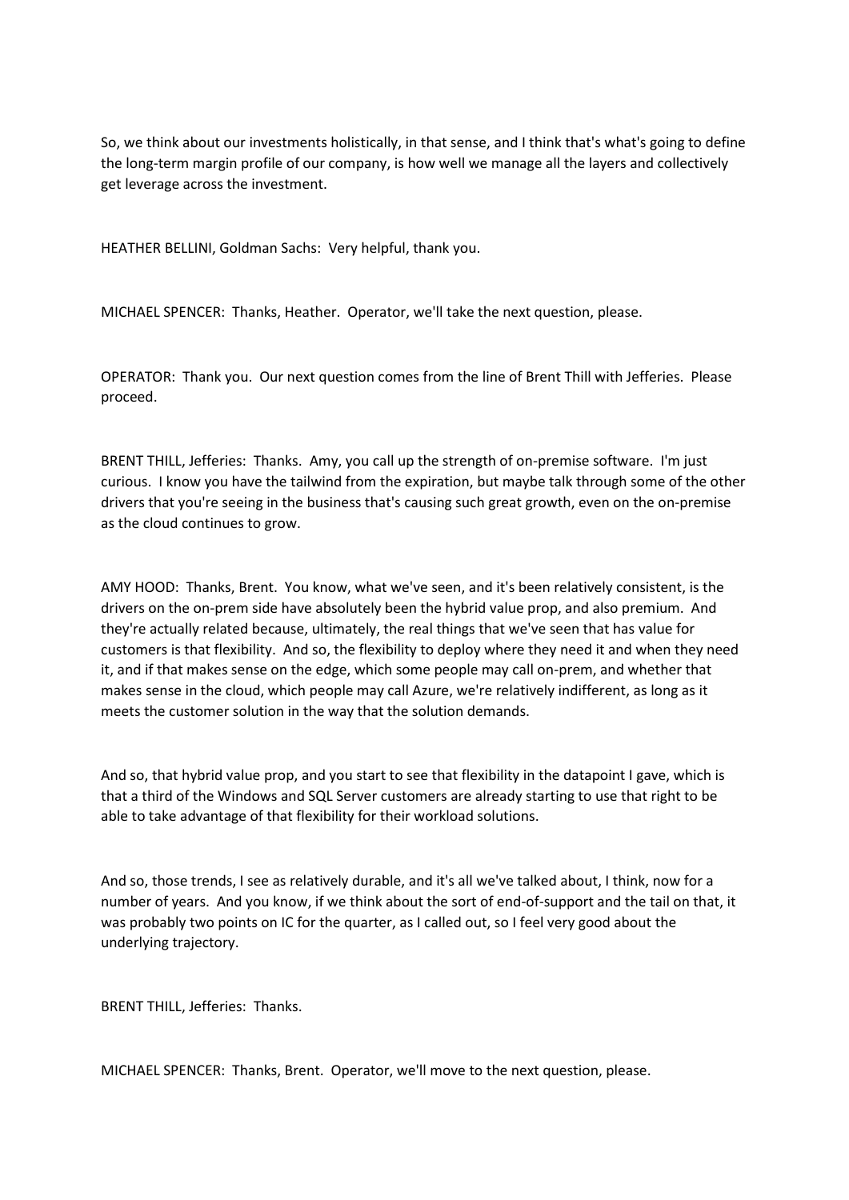So, we think about our investments holistically, in that sense, and I think that's what's going to define the long-term margin profile of our company, is how well we manage all the layers and collectively get leverage across the investment.

HEATHER BELLINI, Goldman Sachs: Very helpful, thank you.

MICHAEL SPENCER: Thanks, Heather. Operator, we'll take the next question, please.

OPERATOR: Thank you. Our next question comes from the line of Brent Thill with Jefferies. Please proceed.

BRENT THILL, Jefferies: Thanks. Amy, you call up the strength of on-premise software. I'm just curious. I know you have the tailwind from the expiration, but maybe talk through some of the other drivers that you're seeing in the business that's causing such great growth, even on the on-premise as the cloud continues to grow.

AMY HOOD: Thanks, Brent. You know, what we've seen, and it's been relatively consistent, is the drivers on the on-prem side have absolutely been the hybrid value prop, and also premium. And they're actually related because, ultimately, the real things that we've seen that has value for customers is that flexibility. And so, the flexibility to deploy where they need it and when they need it, and if that makes sense on the edge, which some people may call on-prem, and whether that makes sense in the cloud, which people may call Azure, we're relatively indifferent, as long as it meets the customer solution in the way that the solution demands.

And so, that hybrid value prop, and you start to see that flexibility in the datapoint I gave, which is that a third of the Windows and SQL Server customers are already starting to use that right to be able to take advantage of that flexibility for their workload solutions.

And so, those trends, I see as relatively durable, and it's all we've talked about, I think, now for a number of years. And you know, if we think about the sort of end-of-support and the tail on that, it was probably two points on IC for the quarter, as I called out, so I feel very good about the underlying trajectory.

BRENT THILL, Jefferies: Thanks.

MICHAEL SPENCER: Thanks, Brent. Operator, we'll move to the next question, please.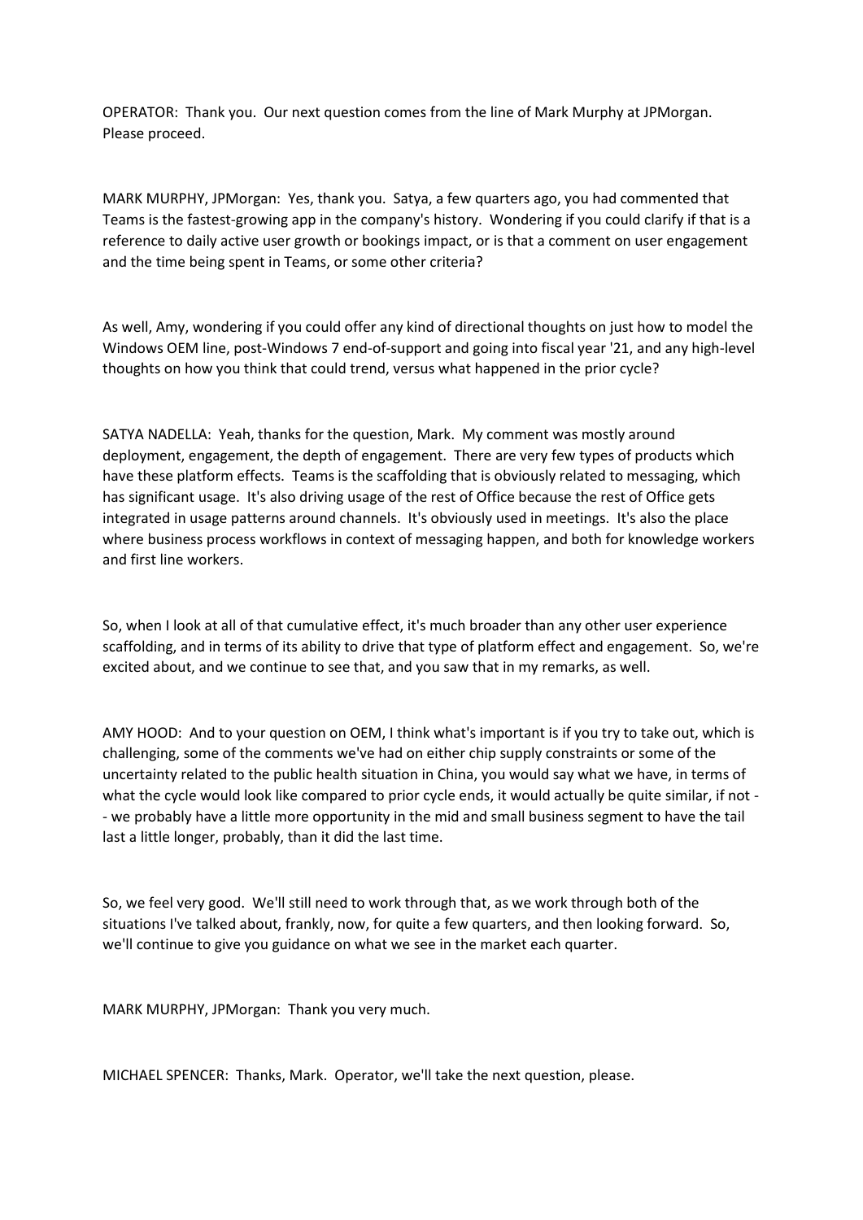OPERATOR: Thank you. Our next question comes from the line of Mark Murphy at JPMorgan. Please proceed.

MARK MURPHY, JPMorgan: Yes, thank you. Satya, a few quarters ago, you had commented that Teams is the fastest-growing app in the company's history. Wondering if you could clarify if that is a reference to daily active user growth or bookings impact, or is that a comment on user engagement and the time being spent in Teams, or some other criteria?

As well, Amy, wondering if you could offer any kind of directional thoughts on just how to model the Windows OEM line, post-Windows 7 end-of-support and going into fiscal year '21, and any high-level thoughts on how you think that could trend, versus what happened in the prior cycle?

SATYA NADELLA: Yeah, thanks for the question, Mark. My comment was mostly around deployment, engagement, the depth of engagement. There are very few types of products which have these platform effects. Teams is the scaffolding that is obviously related to messaging, which has significant usage. It's also driving usage of the rest of Office because the rest of Office gets integrated in usage patterns around channels. It's obviously used in meetings. It's also the place where business process workflows in context of messaging happen, and both for knowledge workers and first line workers.

So, when I look at all of that cumulative effect, it's much broader than any other user experience scaffolding, and in terms of its ability to drive that type of platform effect and engagement. So, we're excited about, and we continue to see that, and you saw that in my remarks, as well.

AMY HOOD: And to your question on OEM, I think what's important is if you try to take out, which is challenging, some of the comments we've had on either chip supply constraints or some of the uncertainty related to the public health situation in China, you would say what we have, in terms of what the cycle would look like compared to prior cycle ends, it would actually be quite similar, if not -- we probably have a little more opportunity in the mid and small business segment to have the tail last a little longer, probably, than it did the last time.

So, we feel very good. We'll still need to work through that, as we work through both of the situations I've talked about, frankly, now, for quite a few quarters, and then looking forward. So, we'll continue to give you guidance on what we see in the market each quarter.

MARK MURPHY, JPMorgan: Thank you very much.

MICHAEL SPENCER: Thanks, Mark. Operator, we'll take the next question, please.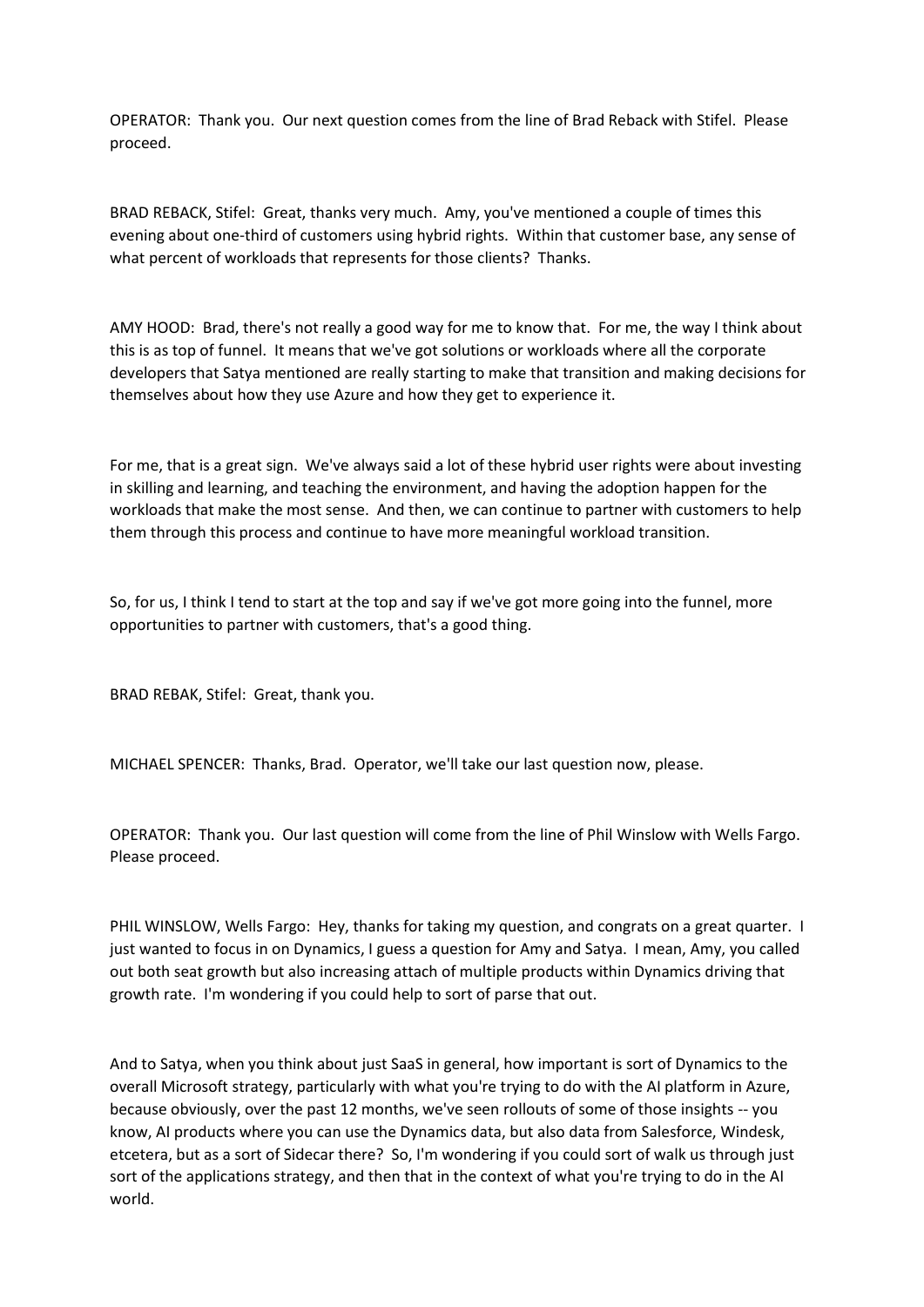OPERATOR: Thank you. Our next question comes from the line of Brad Reback with Stifel. Please proceed.

BRAD REBACK, Stifel: Great, thanks very much. Amy, you've mentioned a couple of times this evening about one-third of customers using hybrid rights. Within that customer base, any sense of what percent of workloads that represents for those clients? Thanks.

AMY HOOD: Brad, there's not really a good way for me to know that. For me, the way I think about this is as top of funnel. It means that we've got solutions or workloads where all the corporate developers that Satya mentioned are really starting to make that transition and making decisions for themselves about how they use Azure and how they get to experience it.

For me, that is a great sign. We've always said a lot of these hybrid user rights were about investing in skilling and learning, and teaching the environment, and having the adoption happen for the workloads that make the most sense. And then, we can continue to partner with customers to help them through this process and continue to have more meaningful workload transition.

So, for us, I think I tend to start at the top and say if we've got more going into the funnel, more opportunities to partner with customers, that's a good thing.

BRAD REBAK, Stifel: Great, thank you.

MICHAEL SPENCER: Thanks, Brad. Operator, we'll take our last question now, please.

OPERATOR: Thank you. Our last question will come from the line of Phil Winslow with Wells Fargo. Please proceed.

PHIL WINSLOW, Wells Fargo: Hey, thanks for taking my question, and congrats on a great quarter. I just wanted to focus in on Dynamics, I guess a question for Amy and Satya. I mean, Amy, you called out both seat growth but also increasing attach of multiple products within Dynamics driving that growth rate. I'm wondering if you could help to sort of parse that out.

And to Satya, when you think about just SaaS in general, how important is sort of Dynamics to the overall Microsoft strategy, particularly with what you're trying to do with the AI platform in Azure, because obviously, over the past 12 months, we've seen rollouts of some of those insights -- you know, AI products where you can use the Dynamics data, but also data from Salesforce, Windesk, etcetera, but as a sort of Sidecar there? So, I'm wondering if you could sort of walk us through just sort of the applications strategy, and then that in the context of what you're trying to do in the AI world.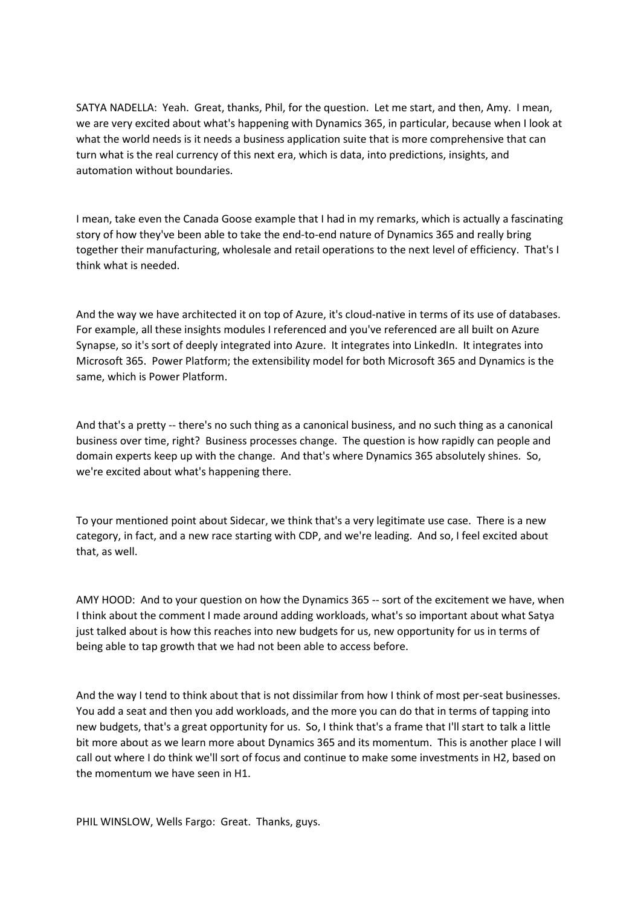SATYA NADELLA: Yeah. Great, thanks, Phil, for the question. Let me start, and then, Amy. I mean, we are very excited about what's happening with Dynamics 365, in particular, because when I look at what the world needs is it needs a business application suite that is more comprehensive that can turn what is the real currency of this next era, which is data, into predictions, insights, and automation without boundaries.

I mean, take even the Canada Goose example that I had in my remarks, which is actually a fascinating story of how they've been able to take the end-to-end nature of Dynamics 365 and really bring together their manufacturing, wholesale and retail operations to the next level of efficiency. That's I think what is needed.

And the way we have architected it on top of Azure, it's cloud-native in terms of its use of databases. For example, all these insights modules I referenced and you've referenced are all built on Azure Synapse, so it's sort of deeply integrated into Azure. It integrates into LinkedIn. It integrates into Microsoft 365. Power Platform; the extensibility model for both Microsoft 365 and Dynamics is the same, which is Power Platform.

And that's a pretty -- there's no such thing as a canonical business, and no such thing as a canonical business over time, right? Business processes change. The question is how rapidly can people and domain experts keep up with the change. And that's where Dynamics 365 absolutely shines. So, we're excited about what's happening there.

To your mentioned point about Sidecar, we think that's a very legitimate use case. There is a new category, in fact, and a new race starting with CDP, and we're leading. And so, I feel excited about that, as well.

AMY HOOD: And to your question on how the Dynamics 365 -- sort of the excitement we have, when I think about the comment I made around adding workloads, what's so important about what Satya just talked about is how this reaches into new budgets for us, new opportunity for us in terms of being able to tap growth that we had not been able to access before.

And the way I tend to think about that is not dissimilar from how I think of most per-seat businesses. You add a seat and then you add workloads, and the more you can do that in terms of tapping into new budgets, that's a great opportunity for us. So, I think that's a frame that I'll start to talk a little bit more about as we learn more about Dynamics 365 and its momentum. This is another place I will call out where I do think we'll sort of focus and continue to make some investments in H2, based on the momentum we have seen in H1.

PHIL WINSLOW, Wells Fargo: Great. Thanks, guys.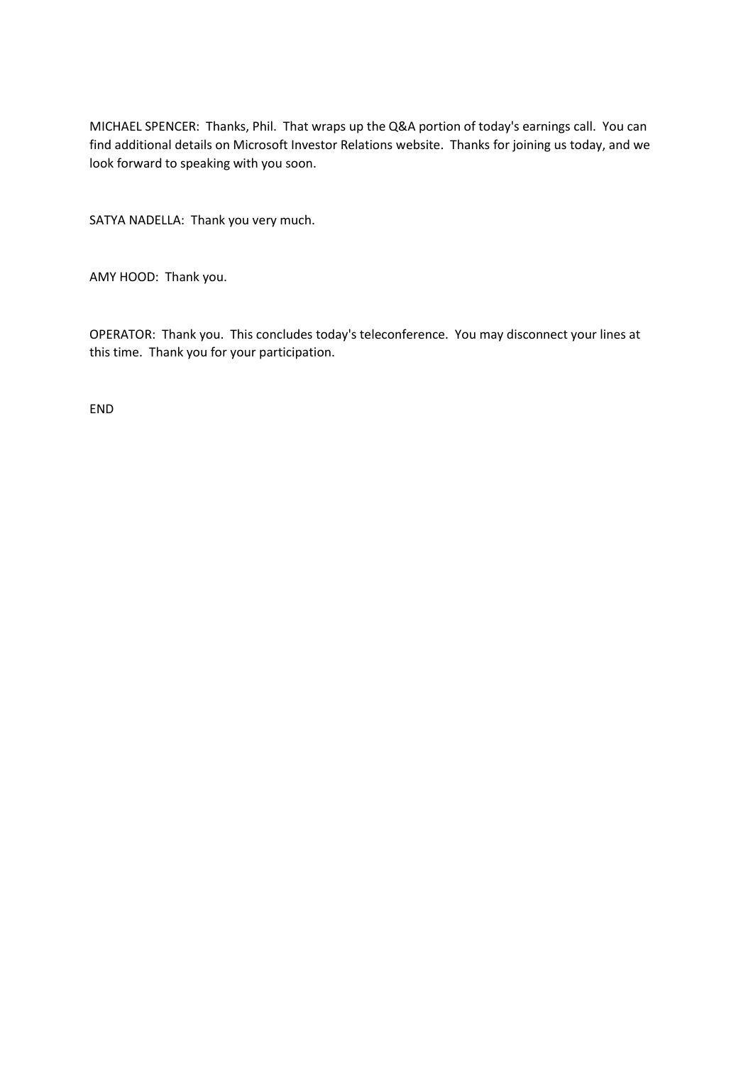MICHAEL SPENCER: Thanks, Phil. That wraps up the Q&A portion of today's earnings call. You can find additional details on Microsoft Investor Relations website. Thanks for joining us today, and we look forward to speaking with you soon.

SATYA NADELLA: Thank you very much.

AMY HOOD: Thank you.

OPERATOR: Thank you. This concludes today's teleconference. You may disconnect your lines at this time. Thank you for your participation.

END